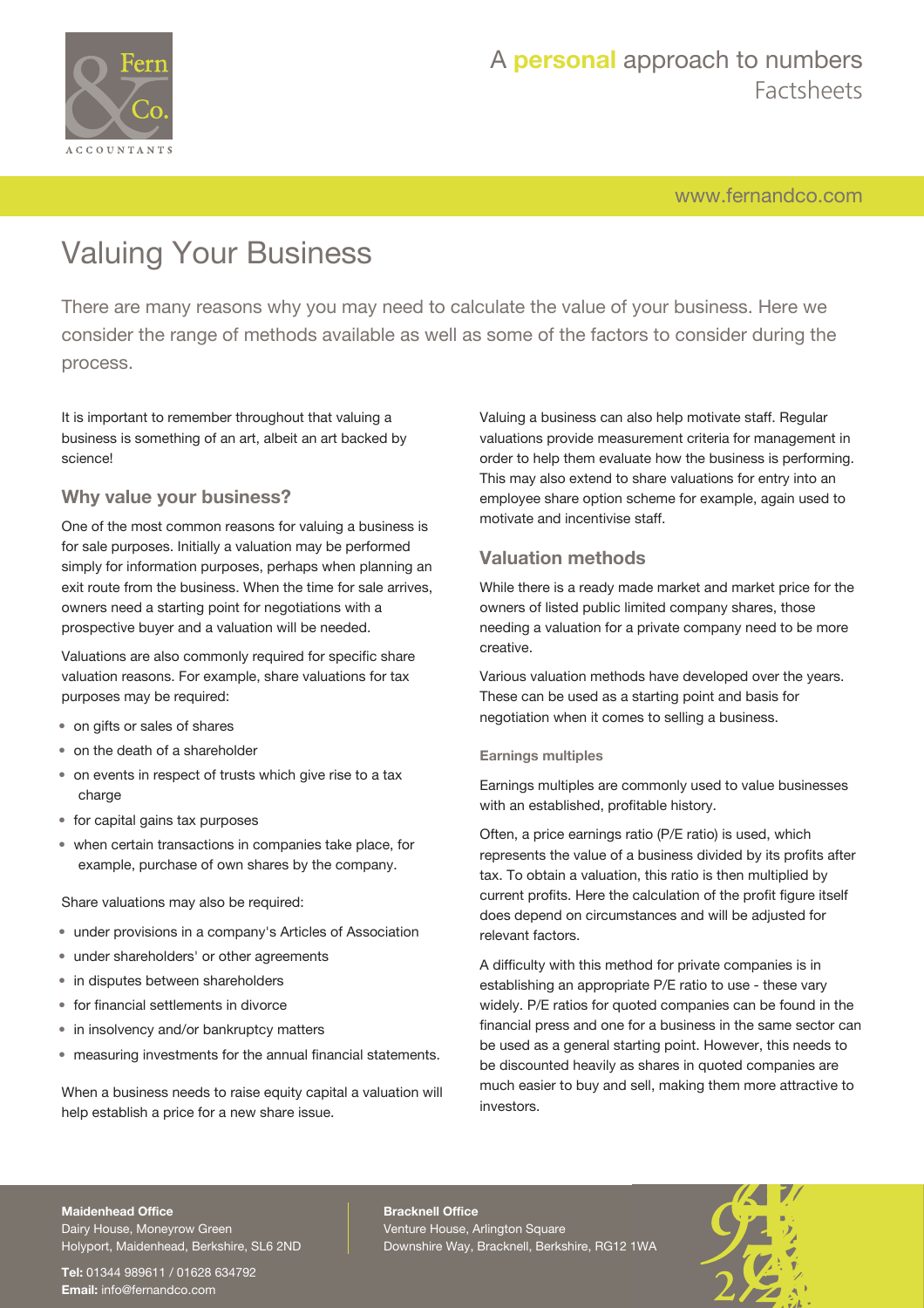# Valuing Your Business

There are many reasons why you may need to calculate the value of your business. Here we consider the range of methods available as well as some of the factors to consider during the process.

It is important to remember throughout that valuing a business is something of an art, albeit an art backed by science!

## Why value your business?

One of the most common reasons for valuing a business is for sale purposes. Initially a valuation may be performed simply for information purposes, perhaps when planning an exit route from the business. When the time for sale arrives, owners need a starting point for negotiations with a prospective buyer and a valuation will be needed.

Valuations are also commonly required for specific share valuation reasons. For example, share valuations for tax purposes may be required:

- on gifts or sales of shares
- on the death of a shareholder
- on events in respect of trusts which give rise to a tax charge
- for capital gains tax purposes
- when certain transactions in companies take place, for example, purchase of own shares by the company.

Share valuations may also be required:

- under provisions in a company's Articles of Association
- under shareholders' or other agreements
- in disputes between shareholders
- for financial settlements in divorce
- in insolvency and/or bankruptcy matters
- measuring investments for the annual financial statements.

When a business needs to raise equity capital a valuation will help establish a price for a new share issue.

Valuing a business can also help motivate staff. Regular valuations provide measurement criteria for management in order to help them evaluate how the business is performing. This may also extend to share valuations for entry into an employee share option scheme for example, again used to motivate and incentivise staff.

## Valuation methods

While there is a ready made market and market price for the owners of listed public limited company shares, those needing a valuation for a private company need to be more creative.

Various valuation methods have developed over the years. These can be used as a starting point and basis for negotiation when it comes to selling a business.

### Earnings multiples

Earnings multiples are commonly used to value businesses with an established, profitable history.

Often, a price earnings ratio (P/E ratio) is used, which represents the value of a business divided by its profits after tax. To obtain a valuation, this ratio is then multiplied by current profits. Here the calculation of the profit figure itself does depend on circumstances and will be adjusted for relevant factors.

A difficulty with this method for private companies is in establishing an appropriate P/E ratio to use - these vary widely. P/E ratios for quoted companies can be found in the financial press and one for a business in the same sector can be used as a general starting point. However, this needs to be discounted heavily as shares in quoted companies are much easier to buy and sell, making them more attractive to investors.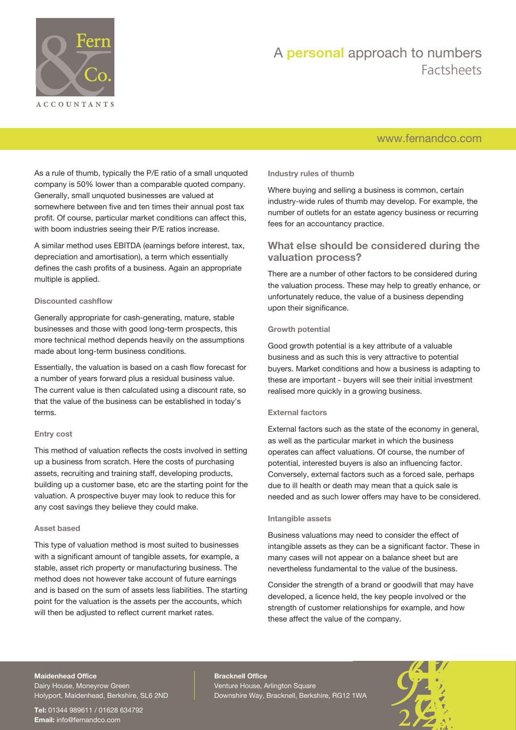As a rule of thumb, typically the P/E ratio of a small unquoted company is 50% lower than a comparable quoted company. Generally, small unquoted businesses are valued at somewhere between five and ten times their annual post tax profit. Of course, particular market conditions can affect this, with boom industries seeing their P/E ratios increase.

A similar method uses EBITDA (earnings before interest, tax, depreciation and amortisation), a term which essentially defines the cash profits of a business. Again an appropriate multiple is applied.

#### Discounted cashflow

Generally appropriate for cash-generating, mature, stable businesses and those with good long-term prospects, this more technical method depends heavily on the assumptions made about long-term business conditions.

Essentially, the valuation is based on a cash flow forecast for a number of years forward plus a residual business value. The current value is then calculated using a discount rate, so that the value of the business can be established in today's terms.

#### Entry cost

This method of valuation reflects the costs involved in setting up a business from scratch. Here the costs of purchasing assets, recruiting and training staff, developing products, building up a customer base, etc are the starting point for the valuation. A prospective buyer may look to reduce this for any cost savings they believe they could make.

#### Asset based

This type of valuation method is most suited to businesses with a significant amount of tangible assets, for example, a stable, asset rich property or manufacturing business. The method does not however take account of future earnings and is based on the sum of assets less liabilities. The starting point for the valuation is the assets per the accounts, which will then be adjusted to reflect current market rates.

#### Industry rules of thumb

Where buying and selling a business is common, certain industry-wide rules of thumb may develop. For example, the number of outlets for an estate agency business or recurring fees for an accountancy practice.

## What else should be considered during the valuation process?

There are a number of other factors to be considered during the valuation process. These may help to greatly enhance, or unfortunately reduce, the value of a business depending upon their significance.

#### Growth potential

Good growth potential is a key attribute of a valuable business and as such this is very attractive to potential buyers. Market conditions and how a business is adapting to these are important - buyers will see their initial investment realised more quickly in a growing business.

#### External factors

External factors such as the state of the economy in general, as well as the particular market in which the business operates can affect valuations. Of course, the number of potential, interested buyers is also an influencing factor. Conversely, external factors such as a forced sale, perhaps due to ill health or death may mean that a quick sale is needed and as such lower offers may have to be considered.

#### Intangible assets

Business valuations may need to consider the effect of intangible assets as they can be a significant factor. These in many cases will not appear on a balance sheet but are nevertheless fundamental to the value of the business.

Consider the strength of a brand or goodwill that may have developed, a licence held, the key people involved or the strength of customer relationships for example, and how these affect the value of the company.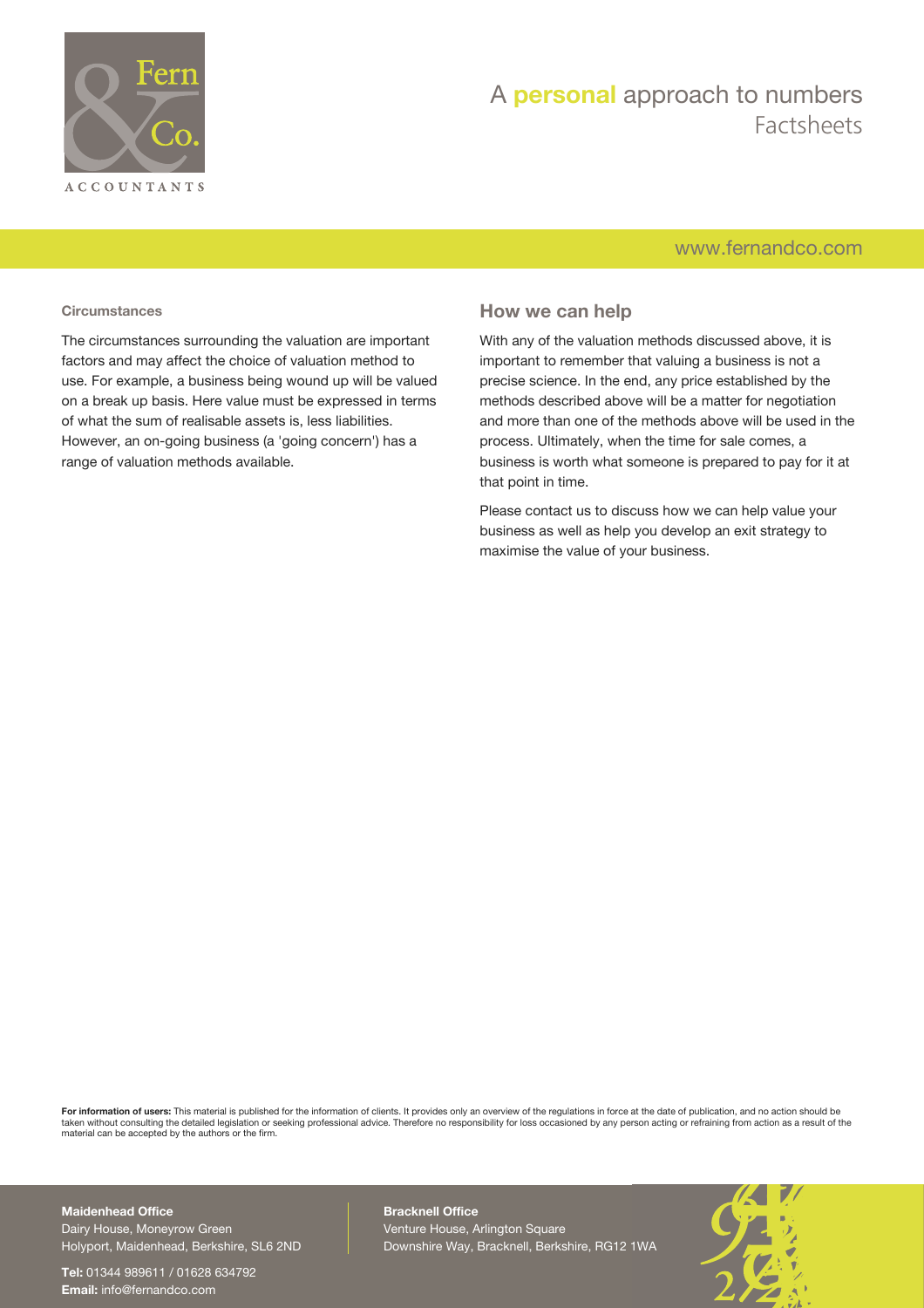### Circumstances

The circumstances surrounding the valuation are important factors and may affect the choice of valuation method to use. For example, a business being wound up will be valued on a break up basis. Here value must be expressed in terms of what the sum of realisable assets is, less liabilities. However, an on-going business (a 'going concern') has a range of valuation methods available.

## How we can help

With any of the valuation methods discussed above, it is important to remember that valuing a business is not a precise science. In the end, any price established by the methods described above will be a matter for negotiation and more than one of the methods above will be used in the process. Ultimately, when the time for sale comes, a business is worth what someone is prepared to pay for it at that point in time.

Please contact us to discuss how we can help value your business as well as help you develop an exit strategy to maximise the value of your business.

**For information of users:** This material is published for the information of clients. It provides only an overview of the regulations in force at the date of publication, and no action should be taken without consulting the detailed legislation or seeking professional advice. Therefore no responsibility for loss occasioned by any person acting or refraining from action as a result of the material can be accepted by the authors or the firm.